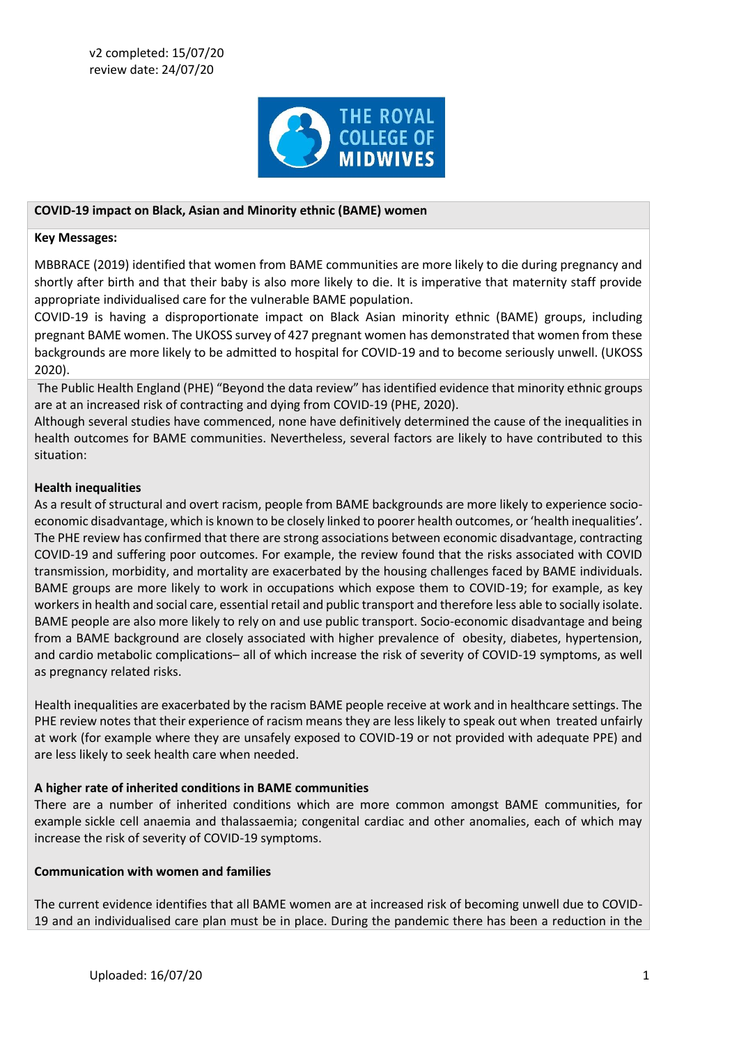v2 completed: 15/07/20
review date: 24/07/20

**COVID-19 impact on Black, Asian and Minority ethnic (BAME) women**

**Key Messages:**

MBBRACE (2019) identified that women from BAME communities are more likely to die during pregnancy and shortly after birth and that their baby is also more likely to die. It is imperative that maternity staff provide appropriate individualised care for the vulnerable BAME population.

COVID-19 is having a disproportionate impact on Black Asian minority ethnic (BAME) groups, including pregnant BAME women. The UKOSS survey of 427 pregnant women has demonstrated that women from these backgrounds are more likely to be admitted to hospital for COVID-19 and to become seriously unwell. (UKOSS 2020).

The Public Health England (PHE) "Beyond the data review" has identified evidence that minority ethnic groups are at an increased risk of contracting and dying from COVID-19 (PHE, 2020).

Although several studies have commenced, none have definitively determined the cause of the inequalities in health outcomes for BAME communities. Nevertheless, several factors are likely to have contributed to this situation:

**Health inequalities**

As a result of structural and overt racism, people from BAME backgrounds are more likely to experience socio-economic disadvantage, which is known to be closely linked to poorer health outcomes, or 'health inequalities'. The PHE review has confirmed that there are strong associations between economic disadvantage, contracting COVID-19 and suffering poor outcomes. For example, the review found that the risks associated with COVID transmission, morbidity, and mortality are exacerbated by the housing challenges faced by BAME individuals. BAME groups are more likely to work in occupations which expose them to COVID-19; for example, as key workers in health and social care, essential retail and public transport and therefore less able to socially isolate. BAME people are also more likely to rely on and use public transport. Socio-economic disadvantage and being from a BAME background are closely associated with higher prevalence of obesity, diabetes, hypertension, and cardio metabolic complications– all of which increase the risk of severity of COVID-19 symptoms, as well as pregnancy related risks.

Health inequalities are exacerbated by the racism BAME people receive at work and in healthcare settings. The PHE review notes that their experience of racism means they are less likely to speak out when treated unfairly at work (for example where they are unsafely exposed to COVID-19 or not provided with adequate PPE) and are less likely to seek health care when needed.

**A higher rate of inherited conditions in BAME communities**

There are a number of inherited conditions which are more common amongst BAME communities, for example sickle cell anaemia and thalassaemia; congenital cardiac and other anomalies, each of which may increase the risk of severity of COVID-19 symptoms.

**Communication with women and families**

The current evidence identifies that all BAME women are at increased risk of becoming unwell due to COVID-19 and an individualised care plan must be in place. During the pandemic there has been a reduction in the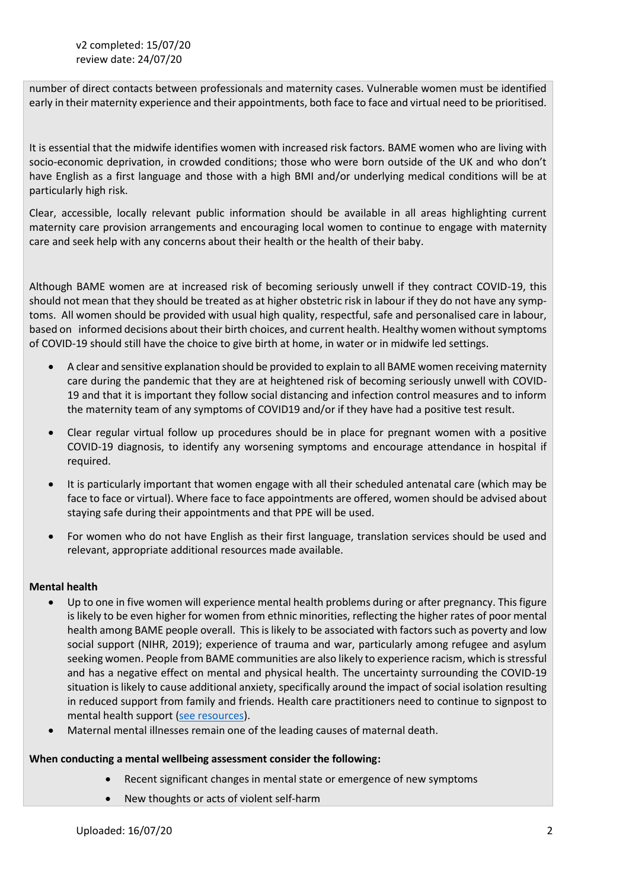number of direct contacts between professionals and maternity cases. Vulnerable women must be identified early in their maternity experience and their appointments, both face to face and virtual need to be prioritised.

It is essential that the midwife identifies women with increased risk factors. BAME women who are living with socio-economic deprivation, in crowded conditions; those who were born outside of the UK and who don't have English as a first language and those with a high BMI and/or underlying medical conditions will be at particularly high risk.

Clear, accessible, locally relevant public information should be available in all areas highlighting current maternity care provision arrangements and encouraging local women to continue to engage with maternity care and seek help with any concerns about their health or the health of their baby.

Although BAME women are at increased risk of becoming seriously unwell if they contract COVID-19, this should not mean that they should be treated as at higher obstetric risk in labour if they do not have any symptoms. All women should be provided with usual high quality, respectful, safe and personalised care in labour, based on informed decisions about their birth choices, and current health. Healthy women without symptoms of COVID-19 should still have the choice to give birth at home, in water or in midwife led settings.

- A clear and sensitive explanation should be provided to explain to all BAME women receiving maternity care during the pandemic that they are at heightened risk of becoming seriously unwell with COVID-19 and that it is important they follow social distancing and infection control measures and to inform the maternity team of any symptoms of COVID19 and/or if they have had a positive test result.
- Clear regular virtual follow up procedures should be in place for pregnant women with a positive COVID-19 diagnosis, to identify any worsening symptoms and encourage attendance in hospital if required.
- It is particularly important that women engage with all their scheduled antenatal care (which may be face to face or virtual). Where face to face appointments are offered, women should be advised about staying safe during their appointments and that PPE will be used.
- For women who do not have English as their first language, translation services should be used and relevant, appropriate additional resources made available.

**Mental health**

- Up to one in five women will experience mental health problems during or after pregnancy. This figure is likely to be even higher for women from ethnic minorities, reflecting the higher rates of poor mental health among BAME people overall. This is likely to be associated with factors such as poverty and low social support (NIHR, 2019); experience of trauma and war, particularly among refugee and asylum seeking women. People from BAME communities are also likely to experience racism, which is stressful and has a negative effect on mental and physical health. The uncertainty surrounding the COVID-19 situation is likely to cause additional anxiety, specifically around the impact of social isolation resulting in reduced support from family and friends. Health care practitioners need to continue to signpost to mental health support (see resources).
- Maternal mental illnesses remain one of the leading causes of maternal death.

**When conducting a mental wellbeing assessment consider the following:**

- Recent significant changes in mental state or emergence of new symptoms
- New thoughts or acts of violent self-harm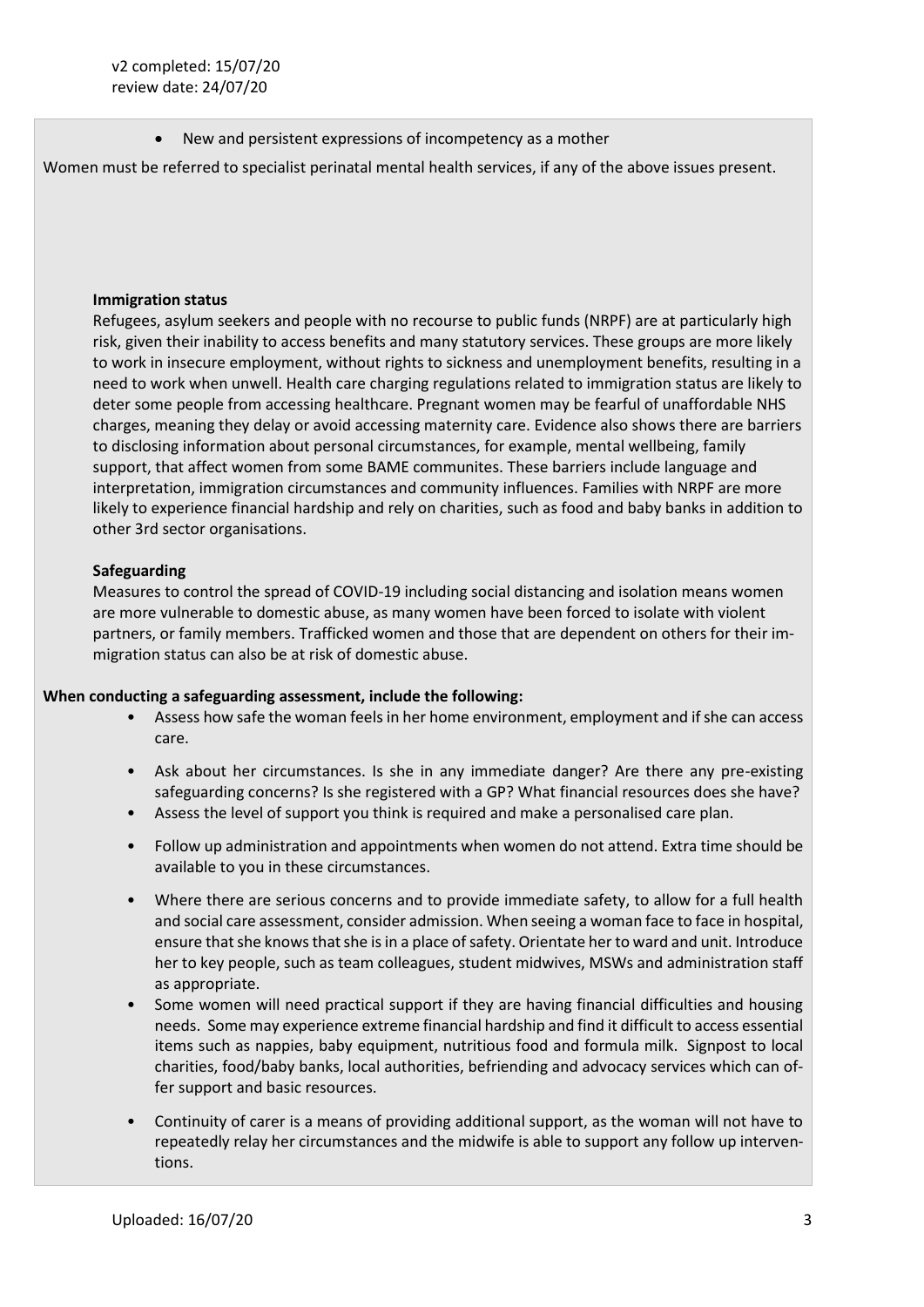- New and persistent expressions of incompetency as a mother

Women must be referred to specialist perinatal mental health services, if any of the above issues present.

**Immigration status**

Refugees, asylum seekers and people with no recourse to public funds (NRPF) are at particularly high risk, given their inability to access benefits and many statutory services. These groups are more likely to work in insecure employment, without rights to sickness and unemployment benefits, resulting in a need to work when unwell. Health care charging regulations related to immigration status are likely to deter some people from accessing healthcare. Pregnant women may be fearful of unaffordable NHS charges, meaning they delay or avoid accessing maternity care. Evidence also shows there are barriers to disclosing information about personal circumstances, for example, mental wellbeing, family support, that affect women from some BAME communites. These barriers include language and interpretation, immigration circumstances and community influences. Families with NRPF are more likely to experience financial hardship and rely on charities, such as food and baby banks in addition to other 3rd sector organisations.

**Safeguarding**

Measures to control the spread of COVID-19 including social distancing and isolation means women are more vulnerable to domestic abuse, as many women have been forced to isolate with violent partners, or family members. Trafficked women and those that are dependent on others for their immigration status can also be at risk of domestic abuse.

**When conducting a safeguarding assessment, include the following:**

- Assess how safe the woman feels in her home environment, employment and if she can access care.
- Ask about her circumstances. Is she in any immediate danger? Are there any pre-existing safeguarding concerns? Is she registered with a GP? What financial resources does she have?
- Assess the level of support you think is required and make a personalised care plan.
- Follow up administration and appointments when women do not attend. Extra time should be available to you in these circumstances.
- Where there are serious concerns and to provide immediate safety, to allow for a full health and social care assessment, consider admission. When seeing a woman face to face in hospital, ensure that she knows that she is in a place of safety. Orientate her to ward and unit. Introduce her to key people, such as team colleagues, student midwives, MSWs and administration staff as appropriate.
- Some women will need practical support if they are having financial difficulties and housing needs. Some may experience extreme financial hardship and find it difficult to access essential items such as nappies, baby equipment, nutritious food and formula milk. Signpost to local charities, food/baby banks, local authorities, befriending and advocacy services which can offer support and basic resources.
- Continuity of carer is a means of providing additional support, as the woman will not have to repeatedly relay her circumstances and the midwife is able to support any follow up interventions.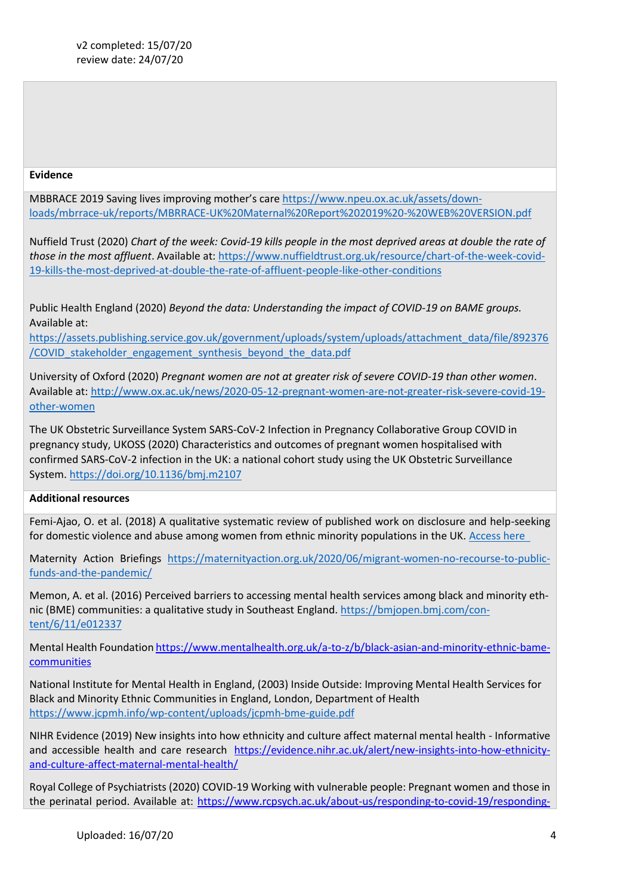v2 completed: 15/07/20
review date: 24/07/20

**Evidence**

MBBRACE 2019 Saving lives improving mother's care https://www.npeu.ox.ac.uk/assets/downloads/mbrrace-uk/reports/MBRRACE-UK%20Maternal%20Report%202019%20-%20WEB%20VERSION.pdf

Nuffield Trust (2020) *Chart of the week: Covid-19 kills people in the most deprived areas at double the rate of those in the most affluent*. Available at: https://www.nuffieldtrust.org.uk/resource/chart-of-the-week-covid-19-kills-the-most-deprived-at-double-the-rate-of-affluent-people-like-other-conditions

Public Health England (2020) *Beyond the data: Understanding the impact of COVID-19 on BAME groups.* Available at: https://assets.publishing.service.gov.uk/government/uploads/system/uploads/attachment_data/file/892376/COVID_stakeholder_engagement_synthesis_beyond_the_data.pdf

University of Oxford (2020) *Pregnant women are not at greater risk of severe COVID-19 than other women*. Available at: http://www.ox.ac.uk/news/2020-05-12-pregnant-women-are-not-greater-risk-severe-covid-19-other-women

The UK Obstetric Surveillance System SARS-CoV-2 Infection in Pregnancy Collaborative Group COVID in pregnancy study, UKOSS (2020) Characteristics and outcomes of pregnant women hospitalised with confirmed SARS-CoV-2 infection in the UK: a national cohort study using the UK Obstetric Surveillance System. https://doi.org/10.1136/bmj.m2107

**Additional resources**

Femi-Ajao, O. et al. (2018) A qualitative systematic review of published work on disclosure and help-seeking for domestic violence and abuse among women from ethnic minority populations in the UK. Access here

Maternity Action Briefings https://maternityaction.org.uk/2020/06/migrant-women-no-recourse-to-public-funds-and-the-pandemic/

Memon, A. et al. (2016) Perceived barriers to accessing mental health services among black and minority ethnic (BME) communities: a qualitative study in Southeast England. https://bmjopen.bmj.com/content/6/11/e012337

Mental Health Foundation https://www.mentalhealth.org.uk/a-to-z/b/black-asian-and-minority-ethnic-bame-communities

National Institute for Mental Health in England, (2003) Inside Outside: Improving Mental Health Services for Black and Minority Ethnic Communities in England, London, Department of Health https://www.jcpmh.info/wp-content/uploads/jcpmh-bme-guide.pdf

NIHR Evidence (2019) New insights into how ethnicity and culture affect maternal mental health - Informative and accessible health and care research https://evidence.nihr.ac.uk/alert/new-insights-into-how-ethnicity-and-culture-affect-maternal-mental-health/

Royal College of Psychiatrists (2020) COVID-19 Working with vulnerable people: Pregnant women and those in the perinatal period. Available at: https://www.rcpsych.ac.uk/about-us/responding-to-covid-19/responding-

Uploaded: 16/07/20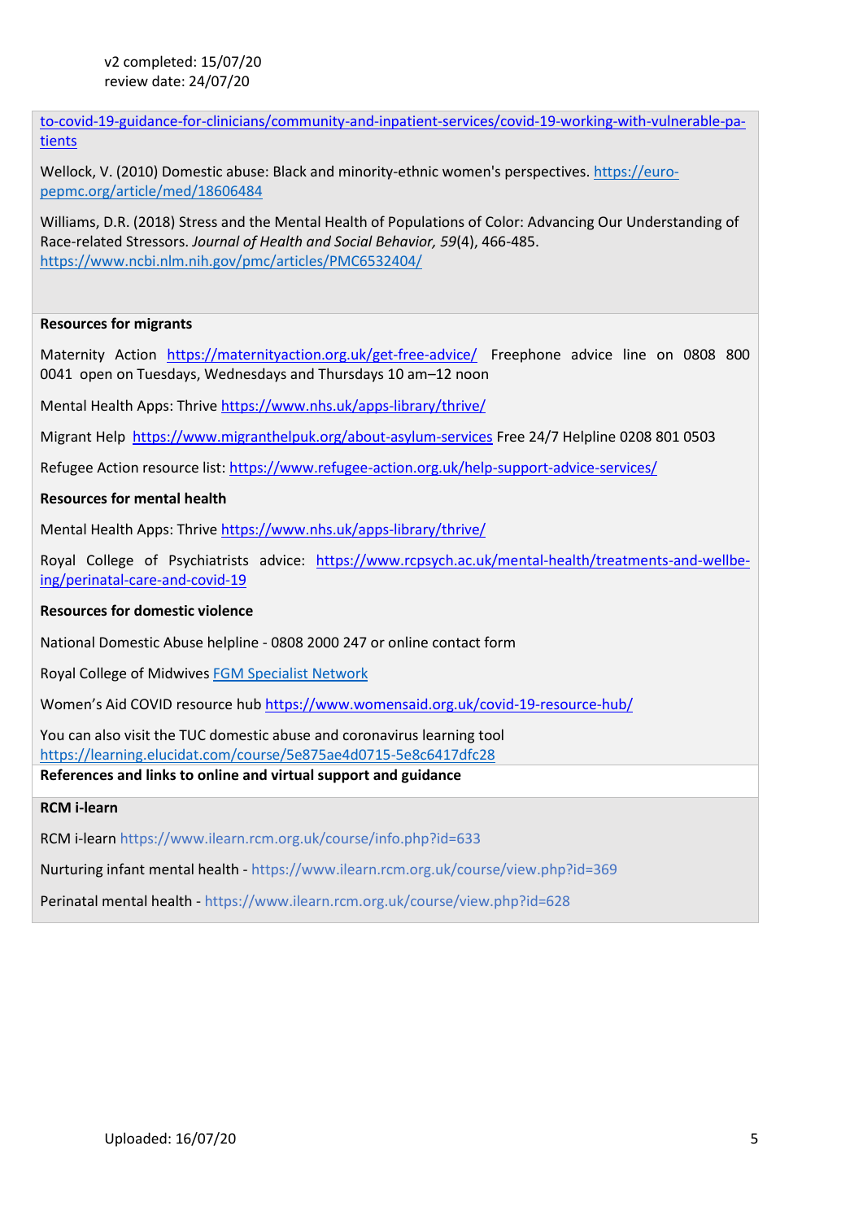v2 completed: 15/07/20
review date: 24/07/20

to-covid-19-guidance-for-clinicians/community-and-inpatient-services/covid-19-working-with-vulnerable-patients

Wellock, V. (2010) Domestic abuse: Black and minority-ethnic women's perspectives. https://europepmc.org/article/med/18606484

Williams, D.R. (2018) Stress and the Mental Health of Populations of Color: Advancing Our Understanding of Race-related Stressors. *Journal of Health and Social Behavior, 59*(4), 466-485. https://www.ncbi.nlm.nih.gov/pmc/articles/PMC6532404/

**Resources for migrants**

Maternity Action https://maternityaction.org.uk/get-free-advice/ Freephone advice line on 0808 800 0041 open on Tuesdays, Wednesdays and Thursdays 10 am–12 noon

Mental Health Apps: Thrive https://www.nhs.uk/apps-library/thrive/

Migrant Help https://www.migranthelpuk.org/about-asylum-services Free 24/7 Helpline 0208 801 0503

Refugee Action resource list: https://www.refugee-action.org.uk/help-support-advice-services/

**Resources for mental health**

Mental Health Apps: Thrive https://www.nhs.uk/apps-library/thrive/

Royal College of Psychiatrists advice: https://www.rcpsych.ac.uk/mental-health/treatments-and-wellbeing/perinatal-care-and-covid-19

**Resources for domestic violence**

National Domestic Abuse helpline - 0808 2000 247 or online contact form

Royal College of Midwives FGM Specialist Network

Women's Aid COVID resource hub https://www.womensaid.org.uk/covid-19-resource-hub/

You can also visit the TUC domestic abuse and coronavirus learning tool https://learning.elucidat.com/course/5e875ae4d0715-5e8c6417dfc28

**References and links to online and virtual support and guidance**

**RCM i-learn**

RCM i-learn https://www.ilearn.rcm.org.uk/course/info.php?id=633

Nurturing infant mental health - https://www.ilearn.rcm.org.uk/course/view.php?id=369

Perinatal mental health - https://www.ilearn.rcm.org.uk/course/view.php?id=628

Uploaded: 16/07/20